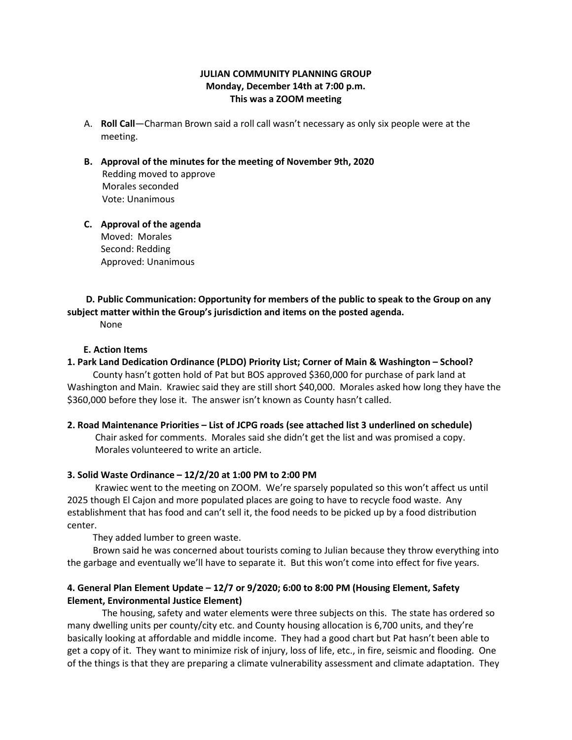**JULIAN COMMUNITY PLANNING GROUP**
**Monday, December 14th at 7:00 p.m.**
**This was a ZOOM meeting**

A. **Roll Call**—Charman Brown said a roll call wasn't necessary as only six people were at the meeting.

B. **Approval of the minutes for the meeting of November 9th, 2020**
Redding moved to approve
Morales seconded
Vote: Unanimous

C. **Approval of the agenda**
Moved: Morales
Second: Redding
Approved: Unanimous

**D. Public Communication: Opportunity for members of the public to speak to the Group on any subject matter within the Group's jurisdiction and items on the posted agenda.**
None

**E. Action Items**

**1. Park Land Dedication Ordinance (PLDO) Priority List; Corner of Main & Washington – School?**

County hasn't gotten hold of Pat but BOS approved $360,000 for purchase of park land at Washington and Main. Krawiec said they are still short $40,000. Morales asked how long they have the $360,000 before they lose it. The answer isn't known as County hasn't called.

**2. Road Maintenance Priorities – List of JCPG roads (see attached list 3 underlined on schedule)**

Chair asked for comments. Morales said she didn't get the list and was promised a copy. Morales volunteered to write an article.

**3. Solid Waste Ordinance – 12/2/20 at 1:00 PM to 2:00 PM**

Krawiec went to the meeting on ZOOM. We're sparsely populated so this won't affect us until 2025 though El Cajon and more populated places are going to have to recycle food waste. Any establishment that has food and can't sell it, the food needs to be picked up by a food distribution center.

They added lumber to green waste.

Brown said he was concerned about tourists coming to Julian because they throw everything into the garbage and eventually we'll have to separate it. But this won't come into effect for five years.

**4. General Plan Element Update – 12/7 or 9/2020; 6:00 to 8:00 PM (Housing Element, Safety Element, Environmental Justice Element)**

The housing, safety and water elements were three subjects on this. The state has ordered so many dwelling units per county/city etc. and County housing allocation is 6,700 units, and they're basically looking at affordable and middle income. They had a good chart but Pat hasn't been able to get a copy of it. They want to minimize risk of injury, loss of life, etc., in fire, seismic and flooding. One of the things is that they are preparing a climate vulnerability assessment and climate adaptation. They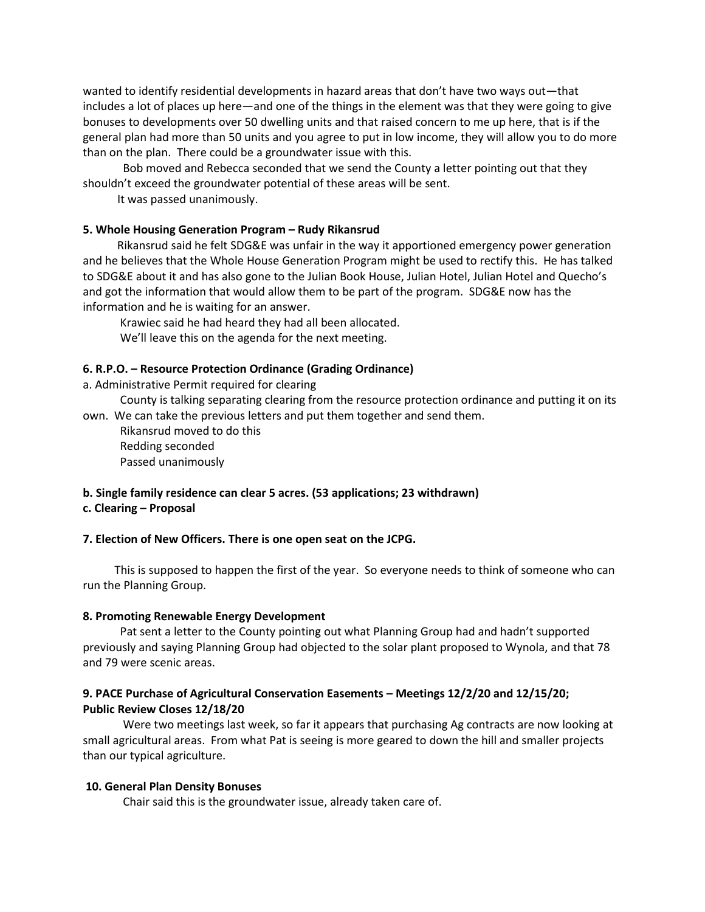wanted to identify residential developments in hazard areas that don't have two ways out—that includes a lot of places up here—and one of the things in the element was that they were going to give bonuses to developments over 50 dwelling units and that raised concern to me up here, that is if the general plan had more than 50 units and you agree to put in low income, they will allow you to do more than on the plan. There could be a groundwater issue with this.

Bob moved and Rebecca seconded that we send the County a letter pointing out that they shouldn't exceed the groundwater potential of these areas will be sent.

It was passed unanimously.

**5. Whole Housing Generation Program – Rudy Rikansrud**

Rikansrud said he felt SDG&E was unfair in the way it apportioned emergency power generation and he believes that the Whole House Generation Program might be used to rectify this. He has talked to SDG&E about it and has also gone to the Julian Book House, Julian Hotel, Julian Hotel and Quecho's and got the information that would allow them to be part of the program. SDG&E now has the information and he is waiting for an answer.

Krawiec said he had heard they had all been allocated.

We'll leave this on the agenda for the next meeting.

**6. R.P.O. – Resource Protection Ordinance (Grading Ordinance)**

a. Administrative Permit required for clearing

County is talking separating clearing from the resource protection ordinance and putting it on its own. We can take the previous letters and put them together and send them.

Rikansrud moved to do this

Redding seconded

Passed unanimously

**b. Single family residence can clear 5 acres. (53 applications; 23 withdrawn)**

**c. Clearing – Proposal**

**7. Election of New Officers. There is one open seat on the JCPG.**

This is supposed to happen the first of the year. So everyone needs to think of someone who can run the Planning Group.

**8. Promoting Renewable Energy Development**

Pat sent a letter to the County pointing out what Planning Group had and hadn't supported previously and saying Planning Group had objected to the solar plant proposed to Wynola, and that 78 and 79 were scenic areas.

**9. PACE Purchase of Agricultural Conservation Easements – Meetings 12/2/20 and 12/15/20; Public Review Closes 12/18/20**

Were two meetings last week, so far it appears that purchasing Ag contracts are now looking at small agricultural areas. From what Pat is seeing is more geared to down the hill and smaller projects than our typical agriculture.

**10. General Plan Density Bonuses**

Chair said this is the groundwater issue, already taken care of.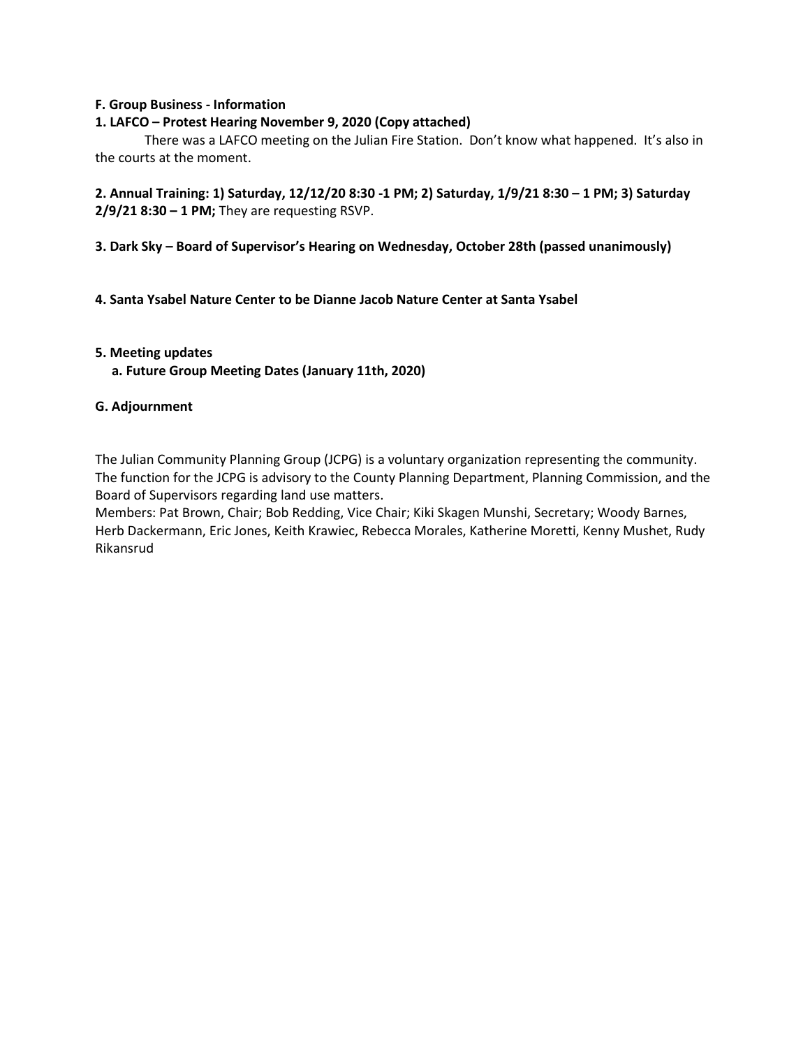**F. Group Business - Information**

**1. LAFCO – Protest Hearing November 9, 2020 (Copy attached)**

There was a LAFCO meeting on the Julian Fire Station. Don't know what happened. It's also in the courts at the moment.

**2. Annual Training: 1) Saturday, 12/12/20 8:30 -1 PM; 2) Saturday, 1/9/21 8:30 – 1 PM; 3) Saturday 2/9/21 8:30 – 1 PM;** They are requesting RSVP.

**3. Dark Sky – Board of Supervisor's Hearing on Wednesday, October 28th (passed unanimously)**

**4. Santa Ysabel Nature Center to be Dianne Jacob Nature Center at Santa Ysabel**

**5. Meeting updates**

**a. Future Group Meeting Dates (January 11th, 2020)**

**G. Adjournment**

The Julian Community Planning Group (JCPG) is a voluntary organization representing the community. The function for the JCPG is advisory to the County Planning Department, Planning Commission, and the Board of Supervisors regarding land use matters.

Members: Pat Brown, Chair; Bob Redding, Vice Chair; Kiki Skagen Munshi, Secretary; Woody Barnes, Herb Dackermann, Eric Jones, Keith Krawiec, Rebecca Morales, Katherine Moretti, Kenny Mushet, Rudy Rikansrud